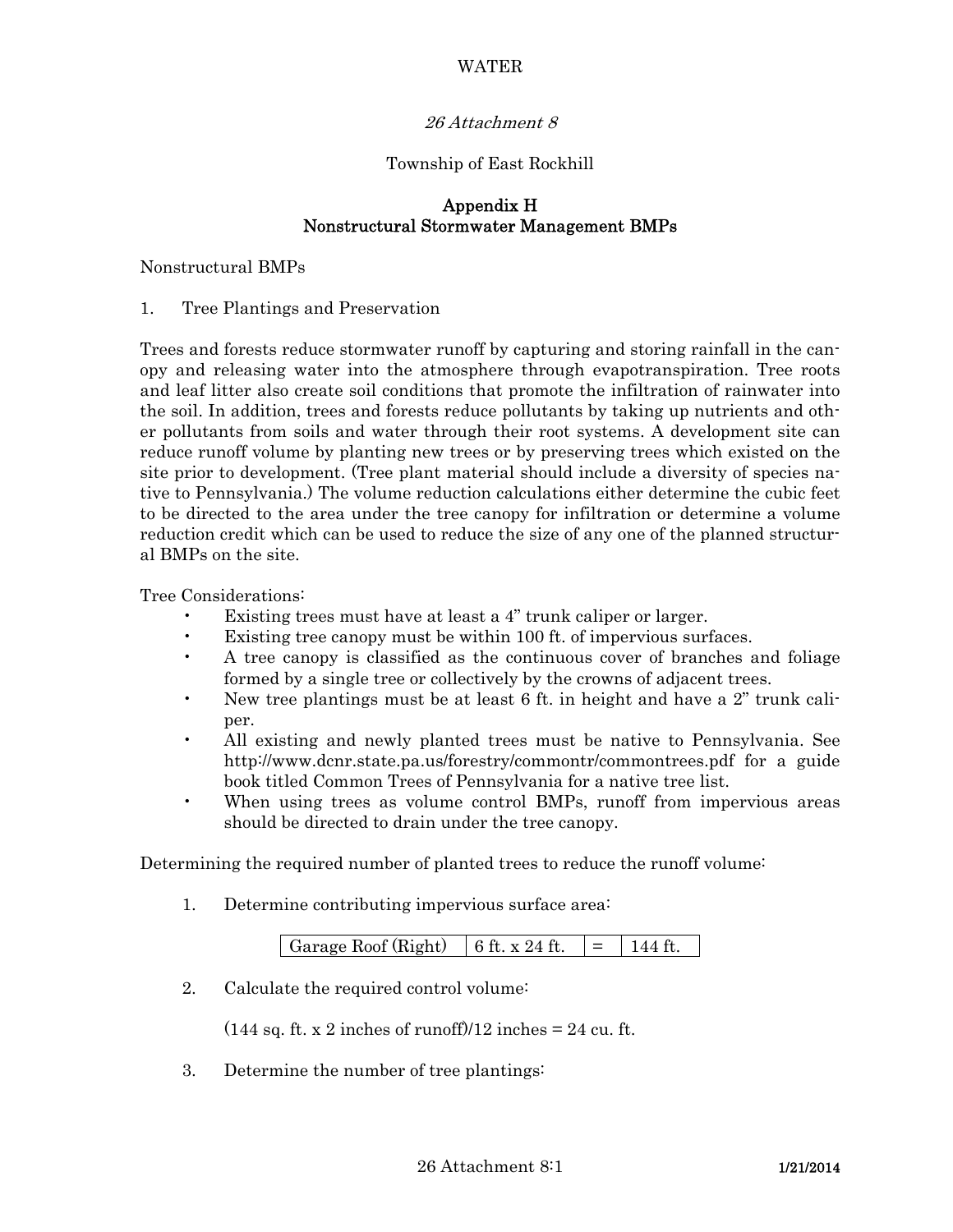WATER

*26 Attachment 8*

Township of East Rockhill

# Appendix H
# Nonstructural Stormwater Management BMPs

Nonstructural BMPs

1. Tree Plantings and Preservation

Trees and forests reduce stormwater runoff by capturing and storing rainfall in the canopy and releasing water into the atmosphere through evapotranspiration. Tree roots and leaf litter also create soil conditions that promote the infiltration of rainwater into the soil. In addition, trees and forests reduce pollutants by taking up nutrients and other pollutants from soils and water through their root systems. A development site can reduce runoff volume by planting new trees or by preserving trees which existed on the site prior to development. (Tree plant material should include a diversity of species native to Pennsylvania.) The volume reduction calculations either determine the cubic feet to be directed to the area under the tree canopy for infiltration or determine a volume reduction credit which can be used to reduce the size of any one of the planned structural BMPs on the site.

Tree Considerations:

- Existing trees must have at least a 4" trunk caliper or larger.
- Existing tree canopy must be within 100 ft. of impervious surfaces.
- A tree canopy is classified as the continuous cover of branches and foliage formed by a single tree or collectively by the crowns of adjacent trees.
- New tree plantings must be at least 6 ft. in height and have a 2" trunk caliper.
- All existing and newly planted trees must be native to Pennsylvania. See http://www.dcnr.state.pa.us/forestry/commontr/commontrees.pdf for a guide book titled Common Trees of Pennsylvania for a native tree list.
- When using trees as volume control BMPs, runoff from impervious areas should be directed to drain under the tree canopy.

Determining the required number of planted trees to reduce the runoff volume:

1. Determine contributing impervious surface area:

| Garage Roof (Right) | 6 ft. x 24 ft. | = | 144 ft. |
|---|---|---|---|

2. Calculate the required control volume:

   (144 sq. ft. x 2 inches of runoff)/12 inches = 24 cu. ft.

3. Determine the number of tree plantings: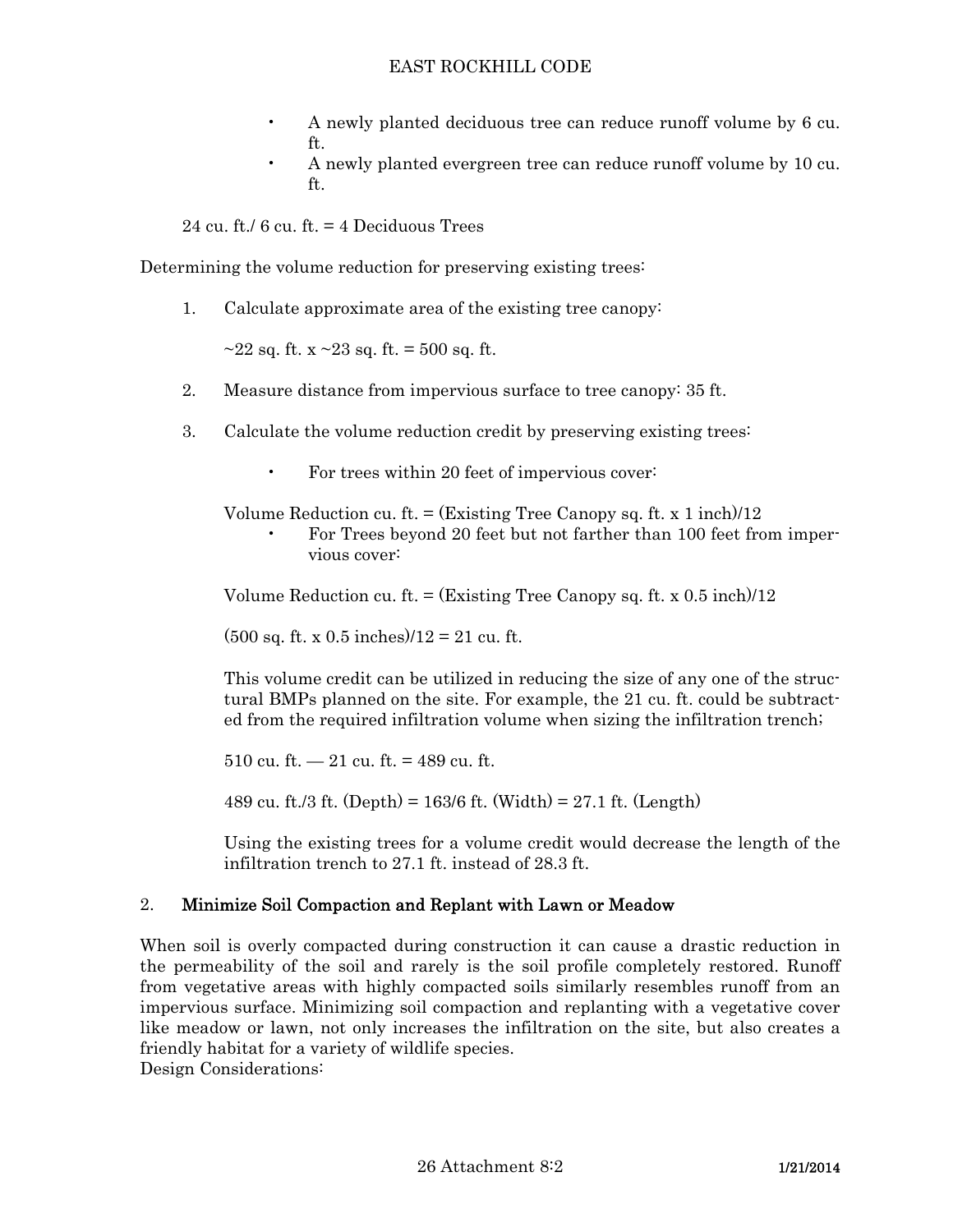- A newly planted deciduous tree can reduce runoff volume by 6 cu. ft.
- A newly planted evergreen tree can reduce runoff volume by 10 cu. ft.

24 cu. ft./ 6 cu. ft. = 4 Deciduous Trees

Determining the volume reduction for preserving existing trees:

1. Calculate approximate area of the existing tree canopy:

   ~22 sq. ft. x ~23 sq. ft. = 500 sq. ft.

2. Measure distance from impervious surface to tree canopy: 35 ft.

3. Calculate the volume reduction credit by preserving existing trees:

   - For trees within 20 feet of impervious cover:

   Volume Reduction cu. ft. = (Existing Tree Canopy sq. ft. x 1 inch)/12

   - For Trees beyond 20 feet but not farther than 100 feet from impervious cover:

   Volume Reduction cu. ft. = (Existing Tree Canopy sq. ft. x 0.5 inch)/12

   (500 sq. ft. x 0.5 inches)/12 = 21 cu. ft.

   This volume credit can be utilized in reducing the size of any one of the structural BMPs planned on the site. For example, the 21 cu. ft. could be subtracted from the required infiltration volume when sizing the infiltration trench;

   510 cu. ft. — 21 cu. ft. = 489 cu. ft.

   489 cu. ft./3 ft. (Depth) = 163/6 ft. (Width) = 27.1 ft. (Length)

   Using the existing trees for a volume credit would decrease the length of the infiltration trench to 27.1 ft. instead of 28.3 ft.

## 2. Minimize Soil Compaction and Replant with Lawn or Meadow

When soil is overly compacted during construction it can cause a drastic reduction in the permeability of the soil and rarely is the soil profile completely restored. Runoff from vegetative areas with highly compacted soils similarly resembles runoff from an impervious surface. Minimizing soil compaction and replanting with a vegetative cover like meadow or lawn, not only increases the infiltration on the site, but also creates a friendly habitat for a variety of wildlife species.
Design Considerations: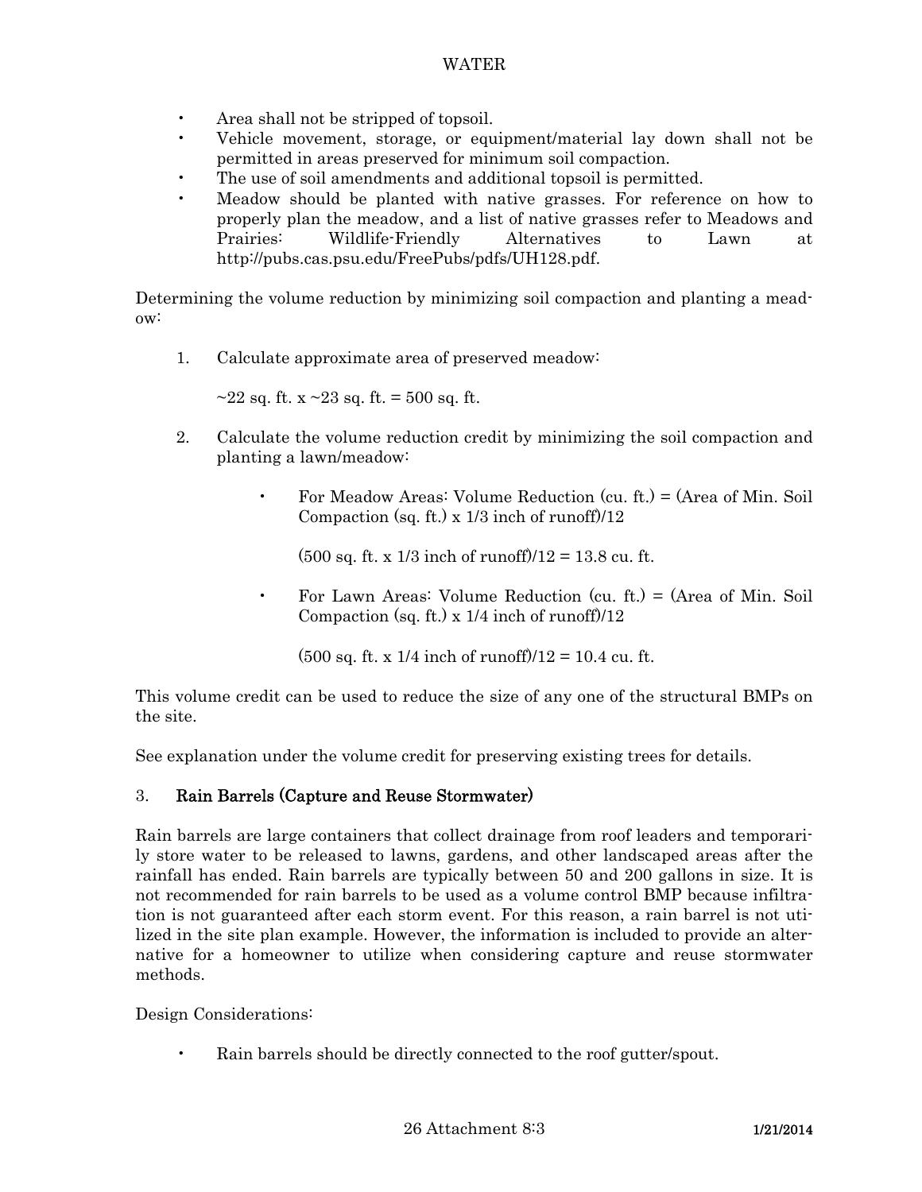- Area shall not be stripped of topsoil.
- Vehicle movement, storage, or equipment/material lay down shall not be permitted in areas preserved for minimum soil compaction.
- The use of soil amendments and additional topsoil is permitted.
- Meadow should be planted with native grasses. For reference on how to properly plan the meadow, and a list of native grasses refer to Meadows and Prairies: Wildlife-Friendly Alternatives to Lawn at http://pubs.cas.psu.edu/FreePubs/pdfs/UH128.pdf.

Determining the volume reduction by minimizing soil compaction and planting a meadow:

1. Calculate approximate area of preserved meadow:

   ~22 sq. ft. x ~23 sq. ft. = 500 sq. ft.

2. Calculate the volume reduction credit by minimizing the soil compaction and planting a lawn/meadow:

   - For Meadow Areas: Volume Reduction (cu. ft.) = (Area of Min. Soil Compaction (sq. ft.) x 1/3 inch of runoff)/12

     (500 sq. ft. x 1/3 inch of runoff)/12 = 13.8 cu. ft.

   - For Lawn Areas: Volume Reduction (cu. ft.) = (Area of Min. Soil Compaction (sq. ft.) x 1/4 inch of runoff)/12

     (500 sq. ft. x 1/4 inch of runoff)/12 = 10.4 cu. ft.

This volume credit can be used to reduce the size of any one of the structural BMPs on the site.

See explanation under the volume credit for preserving existing trees for details.

### 3. Rain Barrels (Capture and Reuse Stormwater)

Rain barrels are large containers that collect drainage from roof leaders and temporarily store water to be released to lawns, gardens, and other landscaped areas after the rainfall has ended. Rain barrels are typically between 50 and 200 gallons in size. It is not recommended for rain barrels to be used as a volume control BMP because infiltration is not guaranteed after each storm event. For this reason, a rain barrel is not utilized in the site plan example. However, the information is included to provide an alternative for a homeowner to utilize when considering capture and reuse stormwater methods.

Design Considerations:

- Rain barrels should be directly connected to the roof gutter/spout.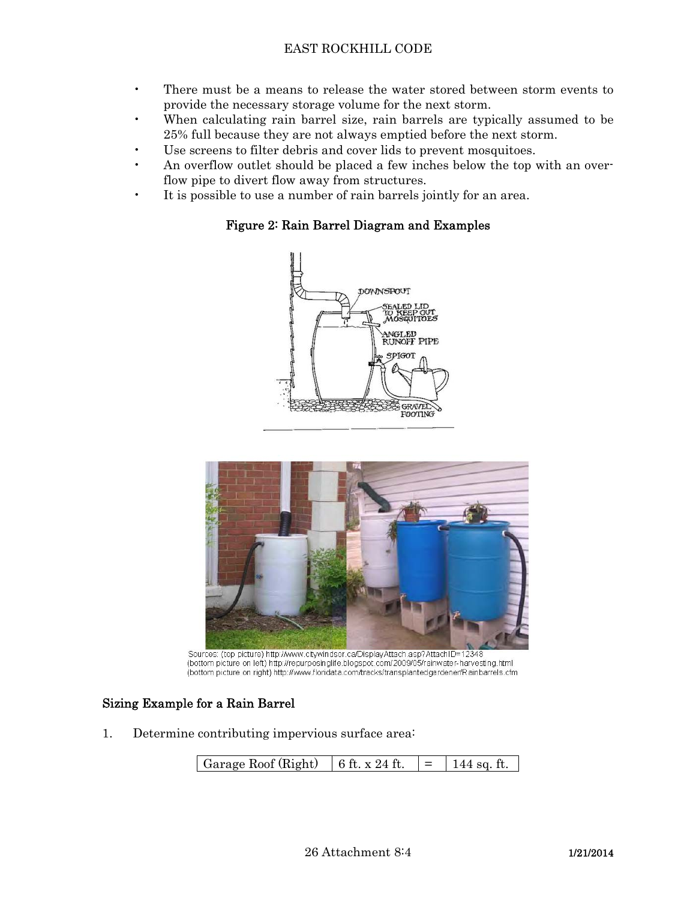- There must be a means to release the water stored between storm events to provide the necessary storage volume for the next storm.
- When calculating rain barrel size, rain barrels are typically assumed to be 25% full because they are not always emptied before the next storm.
- Use screens to filter debris and cover lids to prevent mosquitoes.
- An overflow outlet should be placed a few inches below the top with an overflow pipe to divert flow away from structures.
- It is possible to use a number of rain barrels jointly for an area.

**Figure 2: Rain Barrel Diagram and Examples**

Sources: (top picture) http://www.citywindsor.ca/DisplayAttach.asp?AttachID=12348
(bottom picture on left) http://repurposinglife.blogspot.com/2009/05/rainwater-harvesting.html
(bottom picture on right) http://www.floridata.com/tracks/transplantedgardener/Rainbarrels.cfm

## Sizing Example for a Rain Barrel

1. Determine contributing impervious surface area:

| Garage Roof (Right) | 6 ft. x 24 ft. | = | 144 sq. ft. |
|---|---|---|---|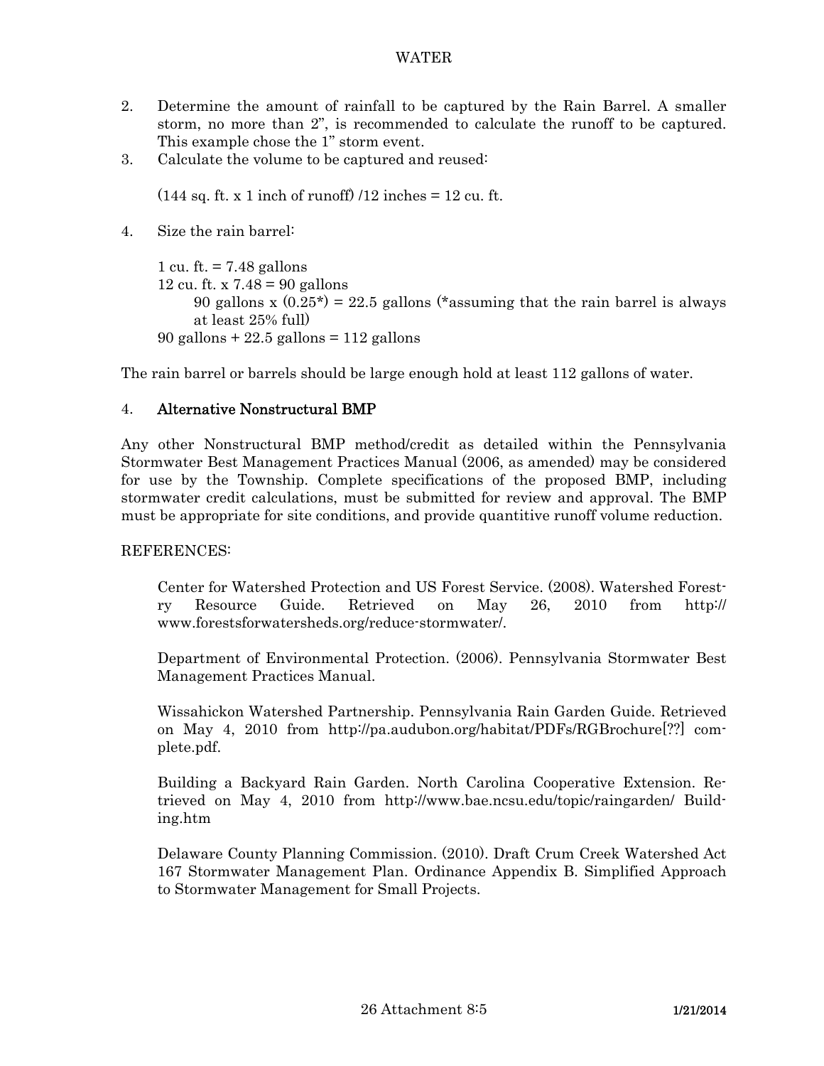2. Determine the amount of rainfall to be captured by the Rain Barrel. A smaller storm, no more than 2", is recommended to calculate the runoff to be captured. This example chose the 1" storm event.
3. Calculate the volume to be captured and reused:

   (144 sq. ft. x 1 inch of runoff) /12 inches = 12 cu. ft.

4. Size the rain barrel:

   1 cu. ft. = 7.48 gallons
   12 cu. ft. x 7.48 = 90 gallons
   90 gallons x (0.25*) = 22.5 gallons (*assuming that the rain barrel is always at least 25% full)
   90 gallons + 22.5 gallons = 112 gallons

The rain barrel or barrels should be large enough hold at least 112 gallons of water.

## 4. Alternative Nonstructural BMP

Any other Nonstructural BMP method/credit as detailed within the Pennsylvania Stormwater Best Management Practices Manual (2006, as amended) may be considered for use by the Township. Complete specifications of the proposed BMP, including stormwater credit calculations, must be submitted for review and approval. The BMP must be appropriate for site conditions, and provide quantitive runoff volume reduction.

REFERENCES:

Center for Watershed Protection and US Forest Service. (2008). Watershed Forestry Resource Guide. Retrieved on May 26, 2010 from http://www.forestsforwatersheds.org/reduce-stormwater/.

Department of Environmental Protection. (2006). Pennsylvania Stormwater Best Management Practices Manual.

Wissahickon Watershed Partnership. Pennsylvania Rain Garden Guide. Retrieved on May 4, 2010 from http://pa.audubon.org/habitat/PDFs/RGBrochure[??] complete.pdf.

Building a Backyard Rain Garden. North Carolina Cooperative Extension. Retrieved on May 4, 2010 from http://www.bae.ncsu.edu/topic/raingarden/ Building.htm

Delaware County Planning Commission. (2010). Draft Crum Creek Watershed Act 167 Stormwater Management Plan. Ordinance Appendix B. Simplified Approach to Stormwater Management for Small Projects.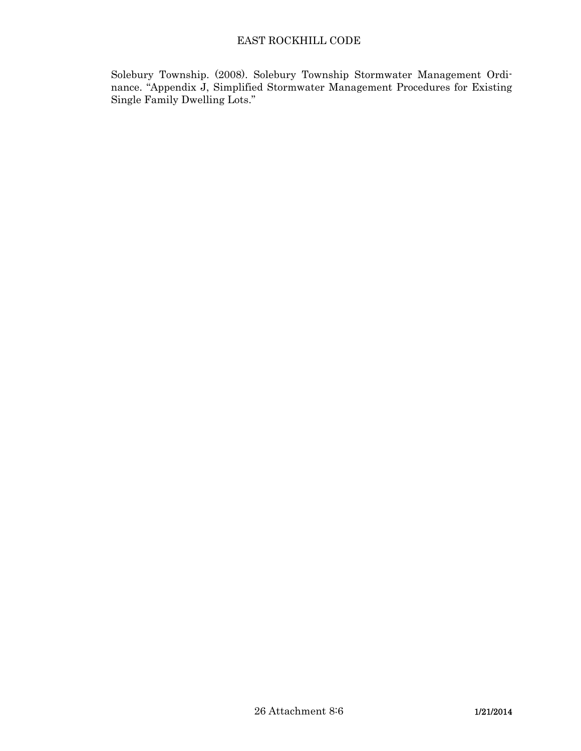Solebury Township. (2008). Solebury Township Stormwater Management Ordinance. "Appendix J, Simplified Stormwater Management Procedures for Existing Single Family Dwelling Lots."